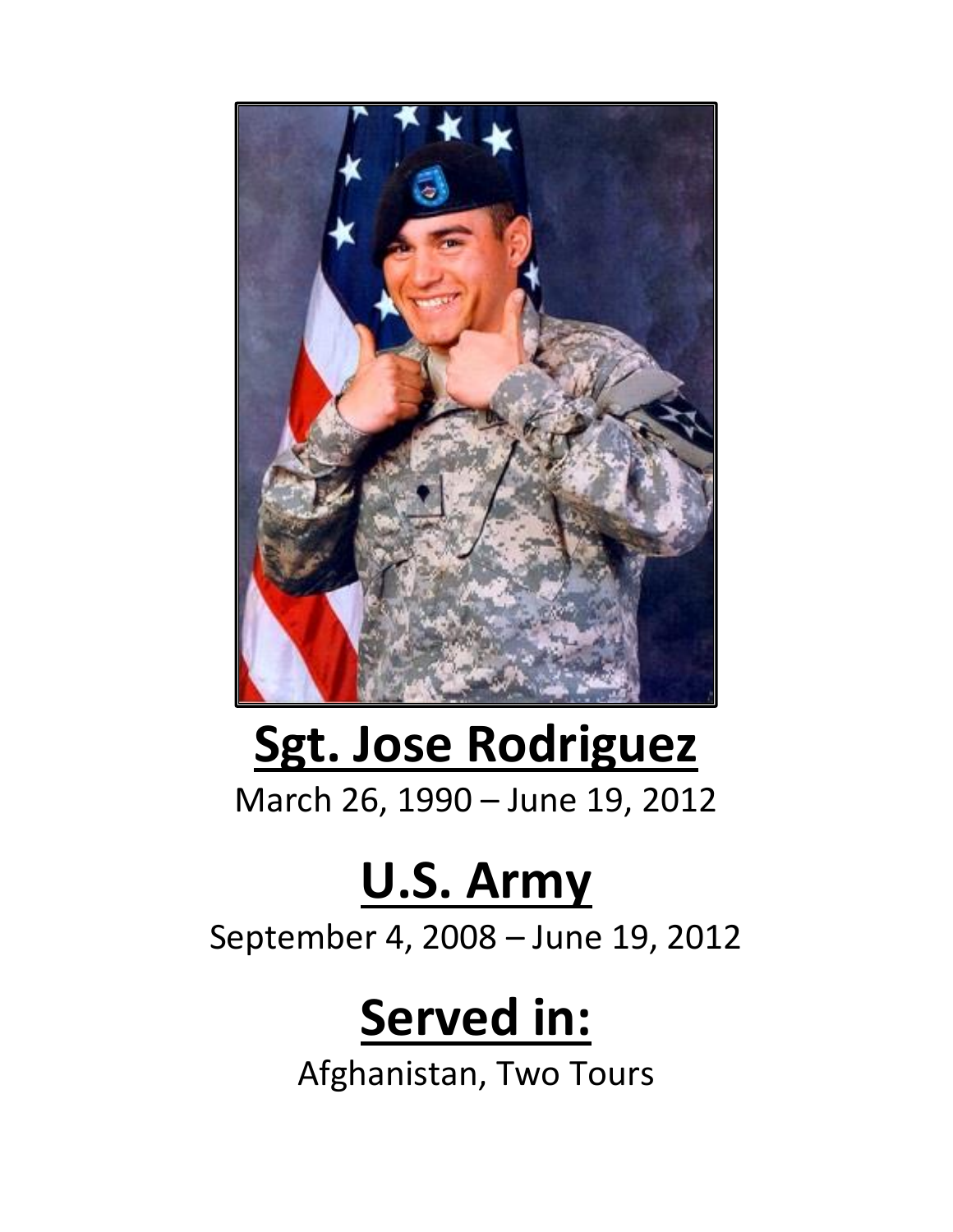# Sgt. Jose Rodriguez

March 26, 1990 – June 19, 2012

# U.S. Army

September 4, 2008 – June 19, 2012

# Served in:

Afghanistan, Two Tours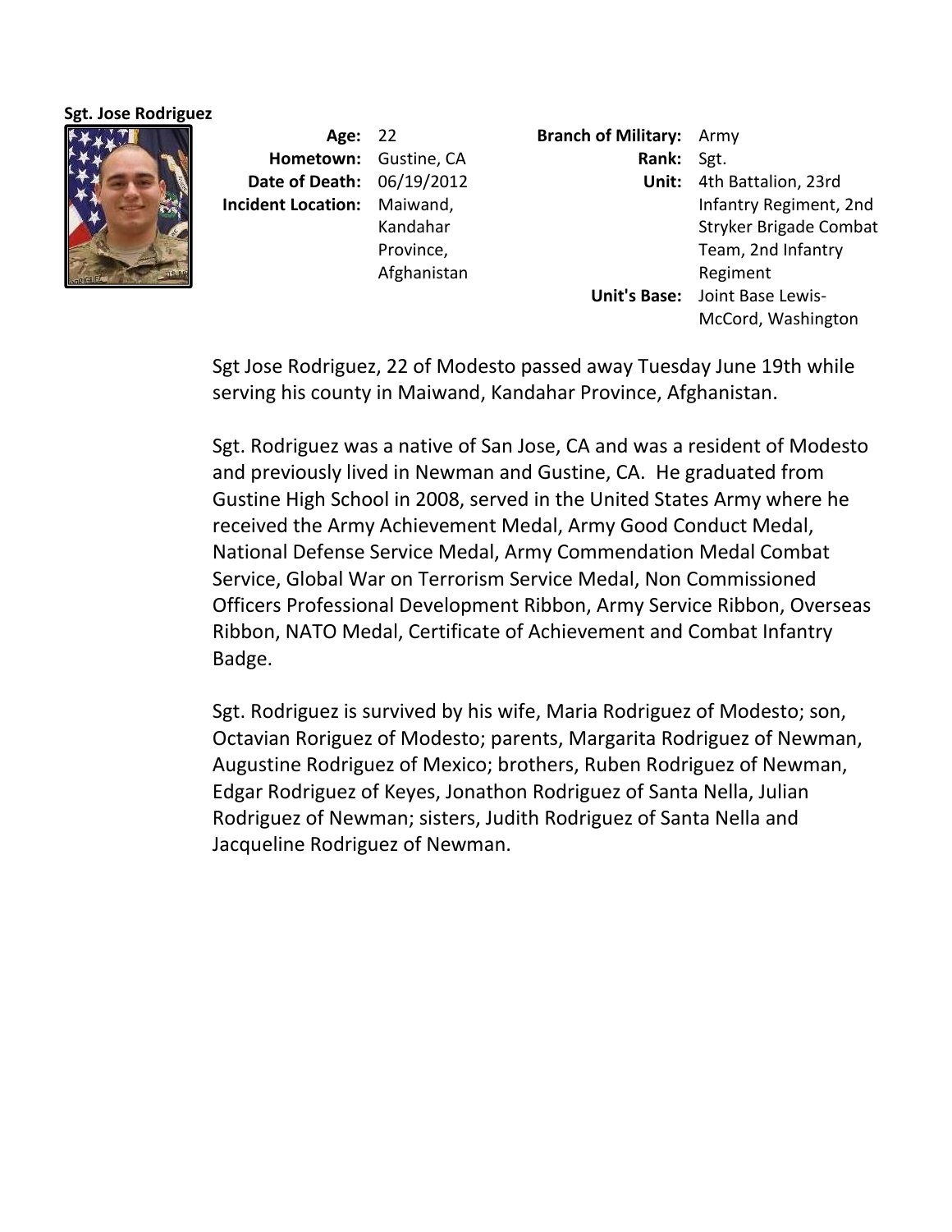**Sgt. Jose Rodriguez**

| | | | |
|---|---|---|---|
| **Age:** | 22 | **Branch of Military:** | Army |
| **Hometown:** | Gustine, CA | **Rank:** | Sgt. |
| **Date of Death:** | 06/19/2012 | **Unit:** | 4th Battalion, 23rd Infantry Regiment, 2nd Stryker Brigade Combat Team, 2nd Infantry Regiment |
| **Incident Location:** | Maiwand, Kandahar Province, Afghanistan | **Unit's Base:** | Joint Base Lewis-McCord, Washington |

Sgt Jose Rodriguez, 22 of Modesto passed away Tuesday June 19th while serving his county in Maiwand, Kandahar Province, Afghanistan.

Sgt. Rodriguez was a native of San Jose, CA and was a resident of Modesto and previously lived in Newman and Gustine, CA. He graduated from Gustine High School in 2008, served in the United States Army where he received the Army Achievement Medal, Army Good Conduct Medal, National Defense Service Medal, Army Commendation Medal Combat Service, Global War on Terrorism Service Medal, Non Commissioned Officers Professional Development Ribbon, Army Service Ribbon, Overseas Ribbon, NATO Medal, Certificate of Achievement and Combat Infantry Badge.

Sgt. Rodriguez is survived by his wife, Maria Rodriguez of Modesto; son, Octavian Roriguez of Modesto; parents, Margarita Rodriguez of Newman, Augustine Rodriguez of Mexico; brothers, Ruben Rodriguez of Newman, Edgar Rodriguez of Keyes, Jonathon Rodriguez of Santa Nella, Julian Rodriguez of Newman; sisters, Judith Rodriguez of Santa Nella and Jacqueline Rodriguez of Newman.